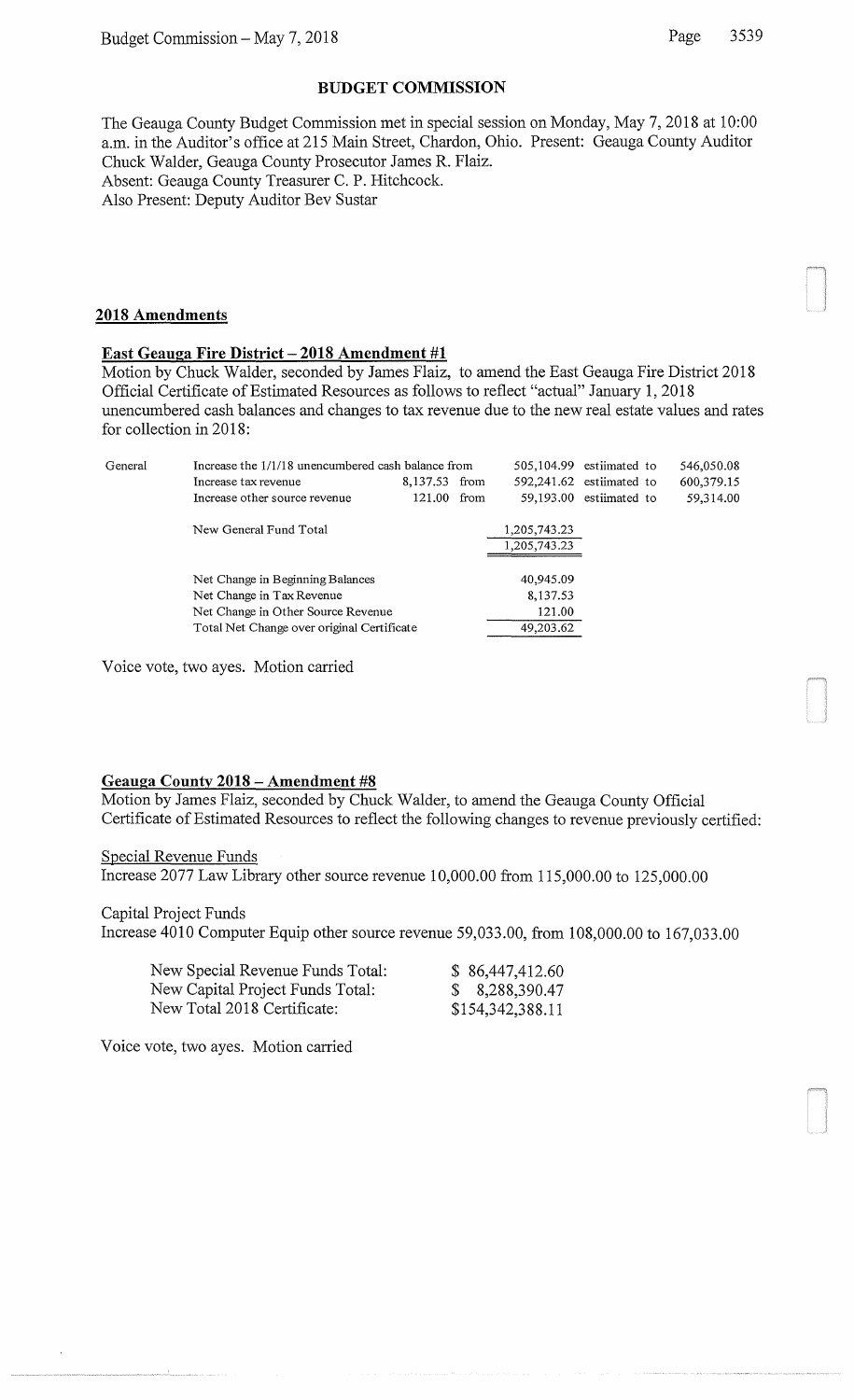## BUDGET COMMISSION

The Geauga County Budget Commission met in special session on Monday, May 7, 2018 at 10:00 a.m. in the Auditor's office at 215 Main Street, Chardon, Ohio. Present: Geauga County Auditor Chuck Walder, Geauga County Prosecutor James R. Flaiz.
Absent: Geauga County Treasurer C. P. Hitchcock.
Also Present: Deputy Auditor Bev Sustar

### 2018 Amendments

**East Geauga Fire District – 2018 Amendment #1**
Motion by Chuck Walder, seconded by James Flaiz, to amend the East Geauga Fire District 2018 Official Certificate of Estimated Resources as follows to reflect "actual" January 1, 2018 unencumbered cash balances and changes to tax revenue due to the new real estate values and rates for collection in 2018:

| | | | | | | |
|---|---|---|---|---|---|---|
| General | Increase the 1/1/18 unencumbered cash balance from | | | 505,104.99 | estiimated to | 546,050.08 |
| | Increase tax revenue | 8,137.53 | from | 592,241.62 | estiimated to | 600,379.15 |
| | Increase other source revenue | 121.00 | from | 59,193.00 | estiimated to | 59,314.00 |
| | New General Fund Total | | | 1,205,743.23 | | |
| | | | | 1,205,743.23 | | |
| | Net Change in Beginning Balances | | | 40,945.09 | | |
| | Net Change in Tax Revenue | | | 8,137.53 | | |
| | Net Change in Other Source Revenue | | | 121.00 | | |
| | Total Net Change over original Certificate | | | 49,203.62 | | |

Voice vote, two ayes. Motion carried

**Geauga County 2018 – Amendment #8**
Motion by James Flaiz, seconded by Chuck Walder, to amend the Geauga County Official Certificate of Estimated Resources to reflect the following changes to revenue previously certified:

Special Revenue Funds
Increase 2077 Law Library other source revenue 10,000.00 from 115,000.00 to 125,000.00

Capital Project Funds
Increase 4010 Computer Equip other source revenue 59,033.00, from 108,000.00 to 167,033.00

| | |
|---|---|
| New Special Revenue Funds Total: | $ 86,447,412.60 |
| New Capital Project Funds Total: | $ 8,288,390.47 |
| New Total 2018 Certificate: | $154,342,388.11 |

Voice vote, two ayes. Motion carried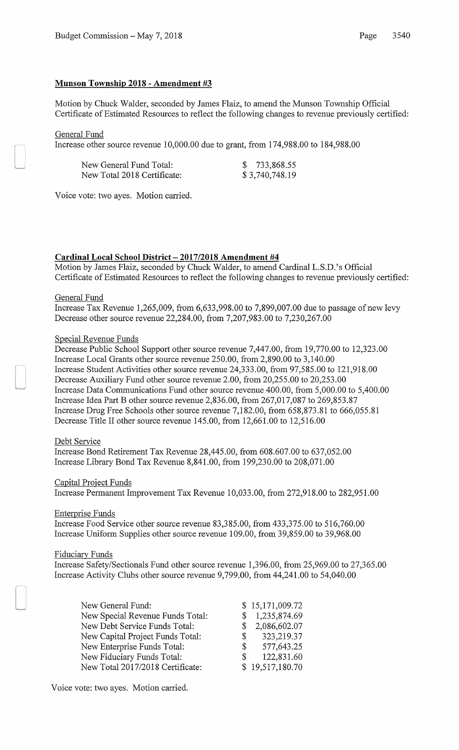## Munson Township 2018 - Amendment #3

Motion by Chuck Walder, seconded by James Flaiz, to amend the Munson Township Official Certificate of Estimated Resources to reflect the following changes to revenue previously certified:

General Fund

Increase other source revenue 10,000.00 due to grant, from 174,988.00 to 184,988.00

| | |
|---|---|
| New General Fund Total: | $ 733,868.55 |
| New Total 2018 Certificate: | $ 3,740,748.19 |

Voice vote: two ayes. Motion carried.

## Cardinal Local School District – 2017/2018 Amendment #4

Motion by James Flaiz, seconded by Chuck Walder, to amend Cardinal L.S.D.'s Official Certificate of Estimated Resources to reflect the following changes to revenue previously certified:

General Fund

Increase Tax Revenue 1,265,009, from 6,633,998.00 to 7,899,007.00 due to passage of new levy
Decrease other source revenue 22,284.00, from 7,207,983.00 to 7,230,267.00

Special Revenue Funds

Decrease Public School Support other source revenue 7,447.00, from 19,770.00 to 12,323.00
Increase Local Grants other source revenue 250.00, from 2,890.00 to 3,140.00
Increase Student Activities other source revenue 24,333.00, from 97,585.00 to 121,918.00
Decrease Auxiliary Fund other source revenue 2.00, from 20,255.00 to 20,253.00
Increase Data Communications Fund other source revenue 400.00, from 5,000.00 to 5,400.00
Increase Idea Part B other source revenue 2,836.00, from 267,017,087 to 269,853.87
Increase Drug Free Schools other source revenue 7,182.00, from 658,873.81 to 666,055.81
Decrease Title II other source revenue 145.00, from 12,661.00 to 12,516.00

Debt Service

Increase Bond Retirement Tax Revenue 28,445.00, from 608.607.00 to 637,052.00
Increase Library Bond Tax Revenue 8,841.00, from 199,230.00 to 208,071.00

Capital Project Funds

Increase Permanent Improvement Tax Revenue 10,033.00, from 272,918.00 to 282,951.00

Enterprise Funds

Increase Food Service other source revenue 83,385.00, from 433,375.00 to 516,760.00
Increase Uniform Supplies other source revenue 109.00, from 39,859.00 to 39,968.00

Fiduciary Funds

Increase Safety/Sectionals Fund other source revenue 1,396.00, from 25,969.00 to 27,365.00
Increase Activity Clubs other source revenue 9,799.00, from 44,241.00 to 54,040.00

| | |
|---|---|
| New General Fund: | $ 15,171,009.72 |
| New Special Revenue Funds Total: | $ 1,235,874.69 |
| New Debt Service Funds Total: | $ 2,086,602.07 |
| New Capital Project Funds Total: | $ 323,219.37 |
| New Enterprise Funds Total: | $ 577,643.25 |
| New Fiduciary Funds Total: | $ 122,831.60 |
| New Total 2017/2018 Certificate: | $ 19,517,180.70 |

Voice vote: two ayes. Motion carried.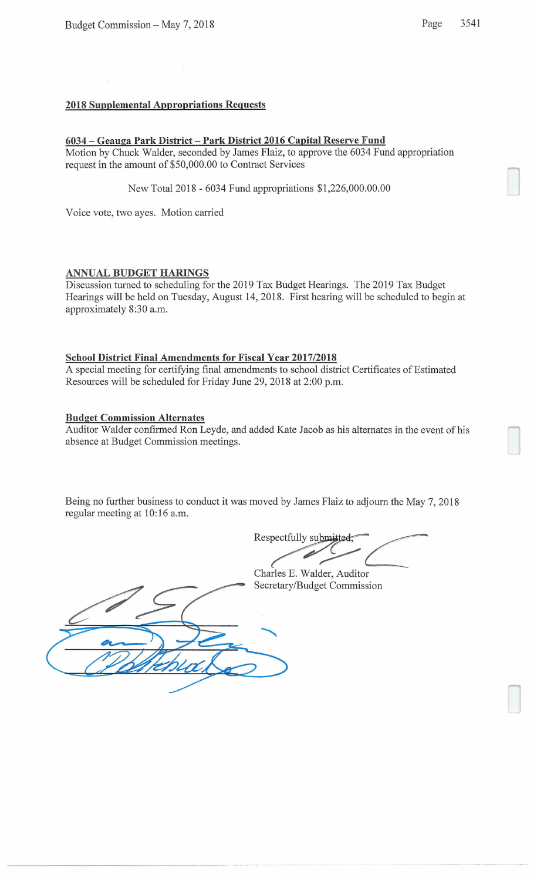**2018 Supplemental Appropriations Requests**

**6034 – Geauga Park District – Park District 2016 Capital Reserve Fund**

Motion by Chuck Walder, seconded by James Flaiz, to approve the 6034 Fund appropriation request in the amount of $50,000.00 to Contract Services

New Total 2018 - 6034 Fund appropriations $1,226,000.00.00

Voice vote, two ayes. Motion carried

**ANNUAL BUDGET HARINGS**

Discussion turned to scheduling for the 2019 Tax Budget Hearings. The 2019 Tax Budget Hearings will be held on Tuesday, August 14, 2018. First hearing will be scheduled to begin at approximately 8:30 a.m.

**School District Final Amendments for Fiscal Year 2017/2018**

A special meeting for certifying final amendments to school district Certificates of Estimated Resources will be scheduled for Friday June 29, 2018 at 2:00 p.m.

**Budget Commission Alternates**

Auditor Walder confirmed Ron Leyde, and added Kate Jacob as his alternates in the event of his absence at Budget Commission meetings.

Being no further business to conduct it was moved by James Flaiz to adjourn the May 7, 2018 regular meeting at 10:16 a.m.

Respectfully submitted,

Charles E. Walder, Auditor
Secretary/Budget Commission